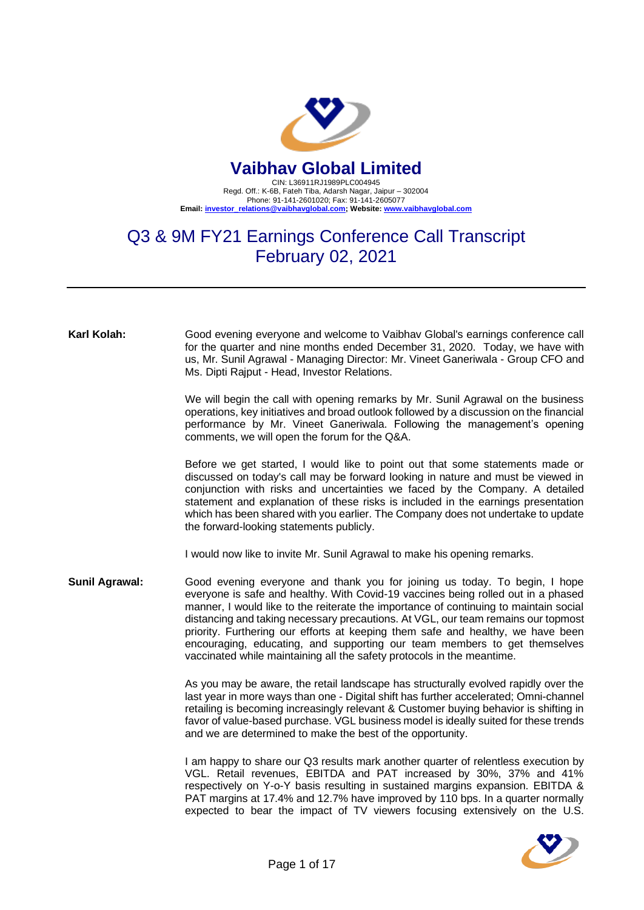# Vaibhav Global Limited

CIN: L36911RJ1989PLC004945
Regd. Off.: K-6B, Fateh Tiba, Adarsh Nagar, Jaipur – 302004
Phone: 91-141-2601020; Fax: 91-141-2605077
**Email: investor_relations@vaibhavglobal.com; Website: www.vaibhavglobal.com**

## Q3 & 9M FY21 Earnings Conference Call Transcript
## February 02, 2021

---

**Karl Kolah:** Good evening everyone and welcome to Vaibhav Global's earnings conference call for the quarter and nine months ended December 31, 2020. Today, we have with us, Mr. Sunil Agrawal - Managing Director: Mr. Vineet Ganeriwala - Group CFO and Ms. Dipti Rajput - Head, Investor Relations.

We will begin the call with opening remarks by Mr. Sunil Agrawal on the business operations, key initiatives and broad outlook followed by a discussion on the financial performance by Mr. Vineet Ganeriwala. Following the management's opening comments, we will open the forum for the Q&A.

Before we get started, I would like to point out that some statements made or discussed on today's call may be forward looking in nature and must be viewed in conjunction with risks and uncertainties we faced by the Company. A detailed statement and explanation of these risks is included in the earnings presentation which has been shared with you earlier. The Company does not undertake to update the forward-looking statements publicly.

I would now like to invite Mr. Sunil Agrawal to make his opening remarks.

**Sunil Agrawal:** Good evening everyone and thank you for joining us today. To begin, I hope everyone is safe and healthy. With Covid-19 vaccines being rolled out in a phased manner, I would like to the reiterate the importance of continuing to maintain social distancing and taking necessary precautions. At VGL, our team remains our topmost priority. Furthering our efforts at keeping them safe and healthy, we have been encouraging, educating, and supporting our team members to get themselves vaccinated while maintaining all the safety protocols in the meantime.

As you may be aware, the retail landscape has structurally evolved rapidly over the last year in more ways than one - Digital shift has further accelerated; Omni-channel retailing is becoming increasingly relevant & Customer buying behavior is shifting in favor of value-based purchase. VGL business model is ideally suited for these trends and we are determined to make the best of the opportunity.

I am happy to share our Q3 results mark another quarter of relentless execution by VGL. Retail revenues, EBITDA and PAT increased by 30%, 37% and 41% respectively on Y-o-Y basis resulting in sustained margins expansion. EBITDA & PAT margins at 17.4% and 12.7% have improved by 110 bps. In a quarter normally expected to bear the impact of TV viewers focusing extensively on the U.S.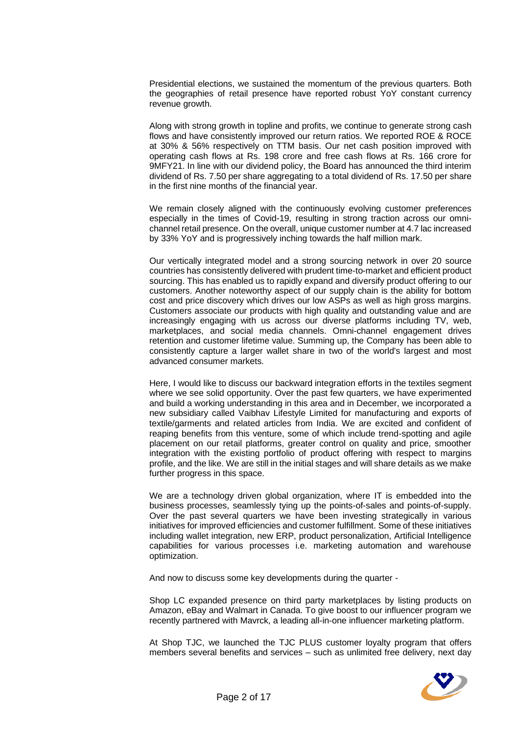Presidential elections, we sustained the momentum of the previous quarters. Both the geographies of retail presence have reported robust YoY constant currency revenue growth.

Along with strong growth in topline and profits, we continue to generate strong cash flows and have consistently improved our return ratios. We reported ROE & ROCE at 30% & 56% respectively on TTM basis. Our net cash position improved with operating cash flows at Rs. 198 crore and free cash flows at Rs. 166 crore for 9MFY21. In line with our dividend policy, the Board has announced the third interim dividend of Rs. 7.50 per share aggregating to a total dividend of Rs. 17.50 per share in the first nine months of the financial year.

We remain closely aligned with the continuously evolving customer preferences especially in the times of Covid-19, resulting in strong traction across our omni-channel retail presence. On the overall, unique customer number at 4.7 lac increased by 33% YoY and is progressively inching towards the half million mark.

Our vertically integrated model and a strong sourcing network in over 20 source countries has consistently delivered with prudent time-to-market and efficient product sourcing. This has enabled us to rapidly expand and diversify product offering to our customers. Another noteworthy aspect of our supply chain is the ability for bottom cost and price discovery which drives our low ASPs as well as high gross margins. Customers associate our products with high quality and outstanding value and are increasingly engaging with us across our diverse platforms including TV, web, marketplaces, and social media channels. Omni-channel engagement drives retention and customer lifetime value. Summing up, the Company has been able to consistently capture a larger wallet share in two of the world's largest and most advanced consumer markets.

Here, I would like to discuss our backward integration efforts in the textiles segment where we see solid opportunity. Over the past few quarters, we have experimented and build a working understanding in this area and in December, we incorporated a new subsidiary called Vaibhav Lifestyle Limited for manufacturing and exports of textile/garments and related articles from India. We are excited and confident of reaping benefits from this venture, some of which include trend-spotting and agile placement on our retail platforms, greater control on quality and price, smoother integration with the existing portfolio of product offering with respect to margins profile, and the like. We are still in the initial stages and will share details as we make further progress in this space.

We are a technology driven global organization, where IT is embedded into the business processes, seamlessly tying up the points-of-sales and points-of-supply. Over the past several quarters we have been investing strategically in various initiatives for improved efficiencies and customer fulfillment. Some of these initiatives including wallet integration, new ERP, product personalization, Artificial Intelligence capabilities for various processes i.e. marketing automation and warehouse optimization.

And now to discuss some key developments during the quarter -

Shop LC expanded presence on third party marketplaces by listing products on Amazon, eBay and Walmart in Canada. To give boost to our influencer program we recently partnered with Mavrck, a leading all-in-one influencer marketing platform.

At Shop TJC, we launched the TJC PLUS customer loyalty program that offers members several benefits and services – such as unlimited free delivery, next day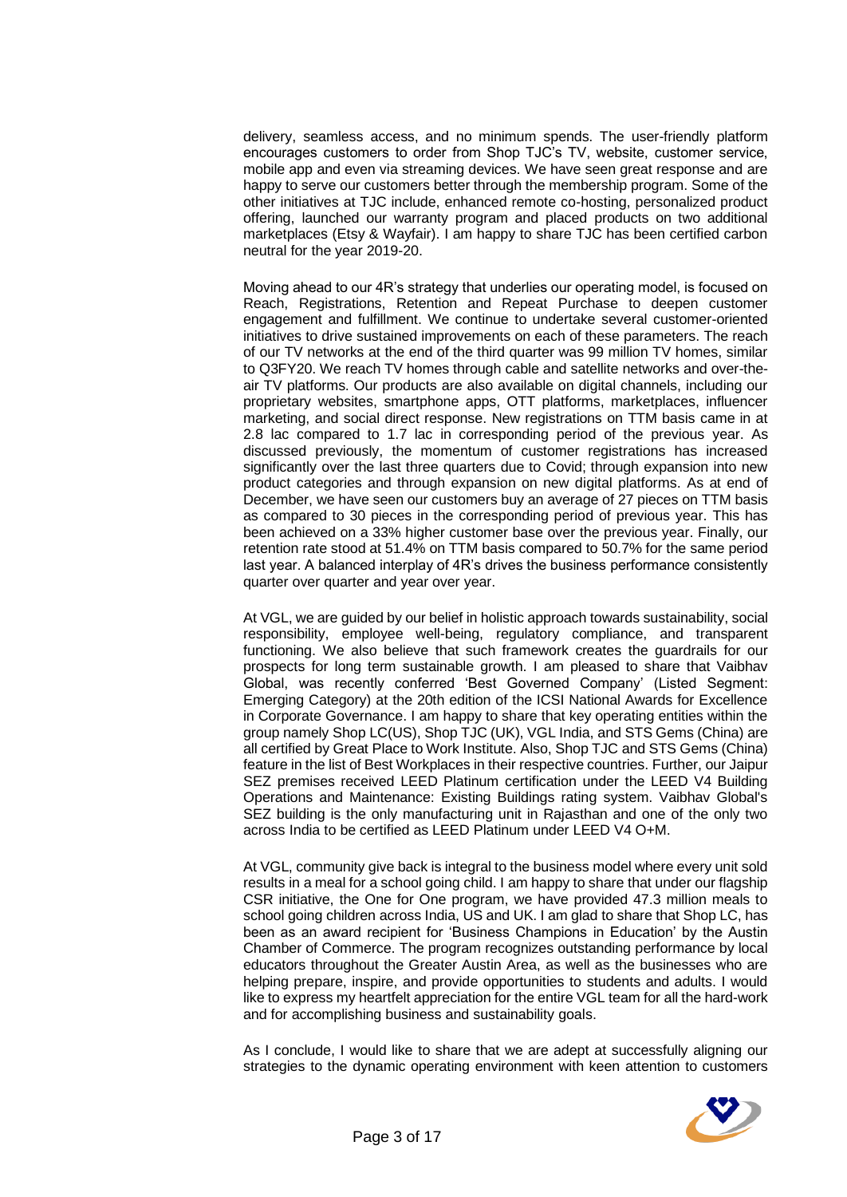delivery, seamless access, and no minimum spends. The user-friendly platform encourages customers to order from Shop TJC's TV, website, customer service, mobile app and even via streaming devices. We have seen great response and are happy to serve our customers better through the membership program. Some of the other initiatives at TJC include, enhanced remote co-hosting, personalized product offering, launched our warranty program and placed products on two additional marketplaces (Etsy & Wayfair). I am happy to share TJC has been certified carbon neutral for the year 2019-20.

Moving ahead to our 4R's strategy that underlies our operating model, is focused on Reach, Registrations, Retention and Repeat Purchase to deepen customer engagement and fulfillment. We continue to undertake several customer-oriented initiatives to drive sustained improvements on each of these parameters. The reach of our TV networks at the end of the third quarter was 99 million TV homes, similar to Q3FY20. We reach TV homes through cable and satellite networks and over-the-air TV platforms. Our products are also available on digital channels, including our proprietary websites, smartphone apps, OTT platforms, marketplaces, influencer marketing, and social direct response. New registrations on TTM basis came in at 2.8 lac compared to 1.7 lac in corresponding period of the previous year. As discussed previously, the momentum of customer registrations has increased significantly over the last three quarters due to Covid; through expansion into new product categories and through expansion on new digital platforms. As at end of December, we have seen our customers buy an average of 27 pieces on TTM basis as compared to 30 pieces in the corresponding period of previous year. This has been achieved on a 33% higher customer base over the previous year. Finally, our retention rate stood at 51.4% on TTM basis compared to 50.7% for the same period last year. A balanced interplay of 4R's drives the business performance consistently quarter over quarter and year over year.

At VGL, we are guided by our belief in holistic approach towards sustainability, social responsibility, employee well-being, regulatory compliance, and transparent functioning. We also believe that such framework creates the guardrails for our prospects for long term sustainable growth. I am pleased to share that Vaibhav Global, was recently conferred 'Best Governed Company' (Listed Segment: Emerging Category) at the 20th edition of the ICSI National Awards for Excellence in Corporate Governance. I am happy to share that key operating entities within the group namely Shop LC(US), Shop TJC (UK), VGL India, and STS Gems (China) are all certified by Great Place to Work Institute. Also, Shop TJC and STS Gems (China) feature in the list of Best Workplaces in their respective countries. Further, our Jaipur SEZ premises received LEED Platinum certification under the LEED V4 Building Operations and Maintenance: Existing Buildings rating system. Vaibhav Global's SEZ building is the only manufacturing unit in Rajasthan and one of the only two across India to be certified as LEED Platinum under LEED V4 O+M.

At VGL, community give back is integral to the business model where every unit sold results in a meal for a school going child. I am happy to share that under our flagship CSR initiative, the One for One program, we have provided 47.3 million meals to school going children across India, US and UK. I am glad to share that Shop LC, has been as an award recipient for 'Business Champions in Education' by the Austin Chamber of Commerce. The program recognizes outstanding performance by local educators throughout the Greater Austin Area, as well as the businesses who are helping prepare, inspire, and provide opportunities to students and adults. I would like to express my heartfelt appreciation for the entire VGL team for all the hard-work and for accomplishing business and sustainability goals.

As I conclude, I would like to share that we are adept at successfully aligning our strategies to the dynamic operating environment with keen attention to customers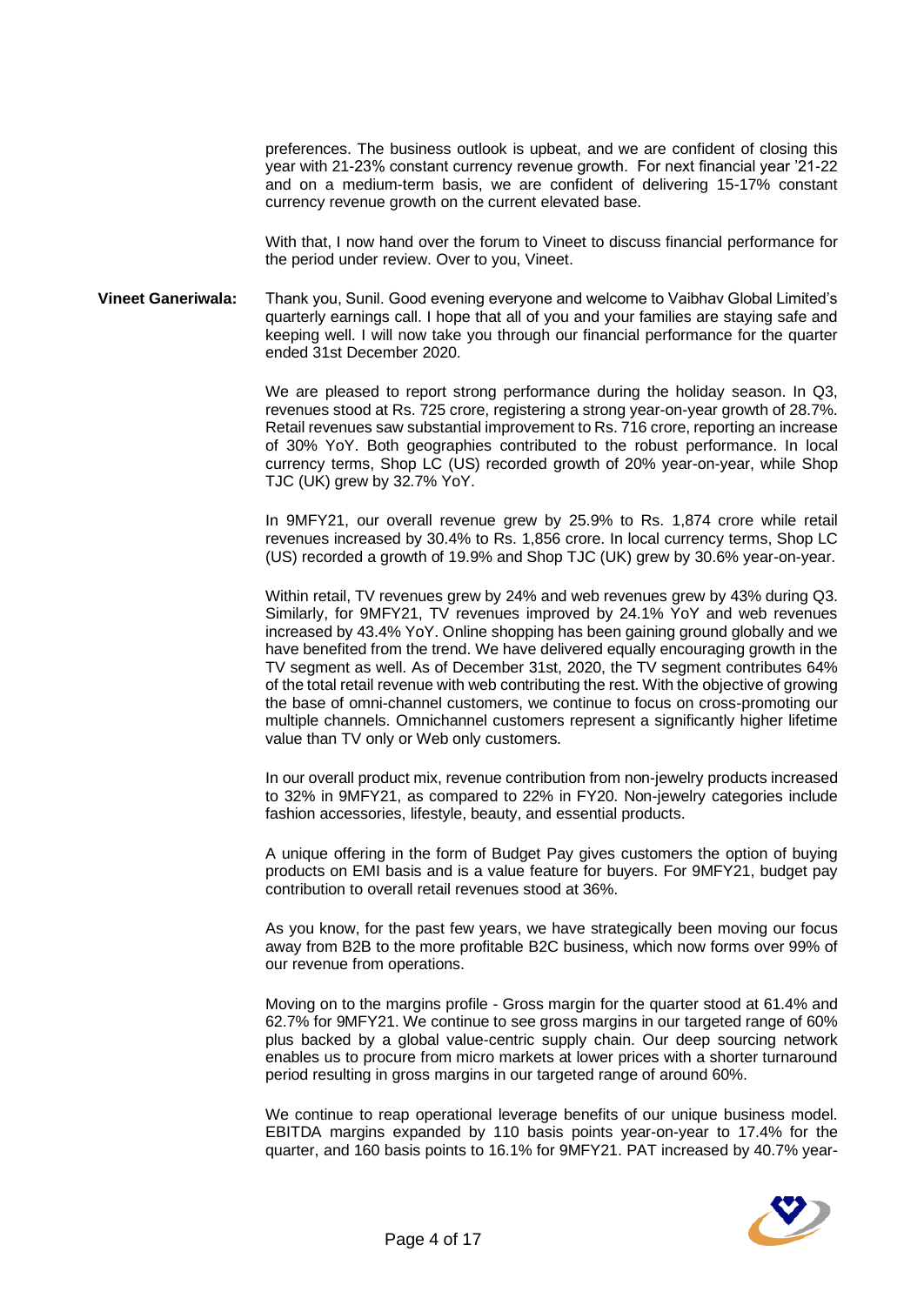preferences. The business outlook is upbeat, and we are confident of closing this year with 21-23% constant currency revenue growth. For next financial year '21-22 and on a medium-term basis, we are confident of delivering 15-17% constant currency revenue growth on the current elevated base.

With that, I now hand over the forum to Vineet to discuss financial performance for the period under review. Over to you, Vineet.

**Vineet Ganeriwala:** Thank you, Sunil. Good evening everyone and welcome to Vaibhav Global Limited's quarterly earnings call. I hope that all of you and your families are staying safe and keeping well. I will now take you through our financial performance for the quarter ended 31st December 2020.

We are pleased to report strong performance during the holiday season. In Q3, revenues stood at Rs. 725 crore, registering a strong year-on-year growth of 28.7%. Retail revenues saw substantial improvement to Rs. 716 crore, reporting an increase of 30% YoY. Both geographies contributed to the robust performance. In local currency terms, Shop LC (US) recorded growth of 20% year-on-year, while Shop TJC (UK) grew by 32.7% YoY.

In 9MFY21, our overall revenue grew by 25.9% to Rs. 1,874 crore while retail revenues increased by 30.4% to Rs. 1,856 crore. In local currency terms, Shop LC (US) recorded a growth of 19.9% and Shop TJC (UK) grew by 30.6% year-on-year.

Within retail, TV revenues grew by 24% and web revenues grew by 43% during Q3. Similarly, for 9MFY21, TV revenues improved by 24.1% YoY and web revenues increased by 43.4% YoY. Online shopping has been gaining ground globally and we have benefited from the trend. We have delivered equally encouraging growth in the TV segment as well. As of December 31st, 2020, the TV segment contributes 64% of the total retail revenue with web contributing the rest. With the objective of growing the base of omni-channel customers, we continue to focus on cross-promoting our multiple channels. Omnichannel customers represent a significantly higher lifetime value than TV only or Web only customers.

In our overall product mix, revenue contribution from non-jewelry products increased to 32% in 9MFY21, as compared to 22% in FY20. Non-jewelry categories include fashion accessories, lifestyle, beauty, and essential products.

A unique offering in the form of Budget Pay gives customers the option of buying products on EMI basis and is a value feature for buyers. For 9MFY21, budget pay contribution to overall retail revenues stood at 36%.

As you know, for the past few years, we have strategically been moving our focus away from B2B to the more profitable B2C business, which now forms over 99% of our revenue from operations.

Moving on to the margins profile - Gross margin for the quarter stood at 61.4% and 62.7% for 9MFY21. We continue to see gross margins in our targeted range of 60% plus backed by a global value-centric supply chain. Our deep sourcing network enables us to procure from micro markets at lower prices with a shorter turnaround period resulting in gross margins in our targeted range of around 60%.

We continue to reap operational leverage benefits of our unique business model. EBITDA margins expanded by 110 basis points year-on-year to 17.4% for the quarter, and 160 basis points to 16.1% for 9MFY21. PAT increased by 40.7% year-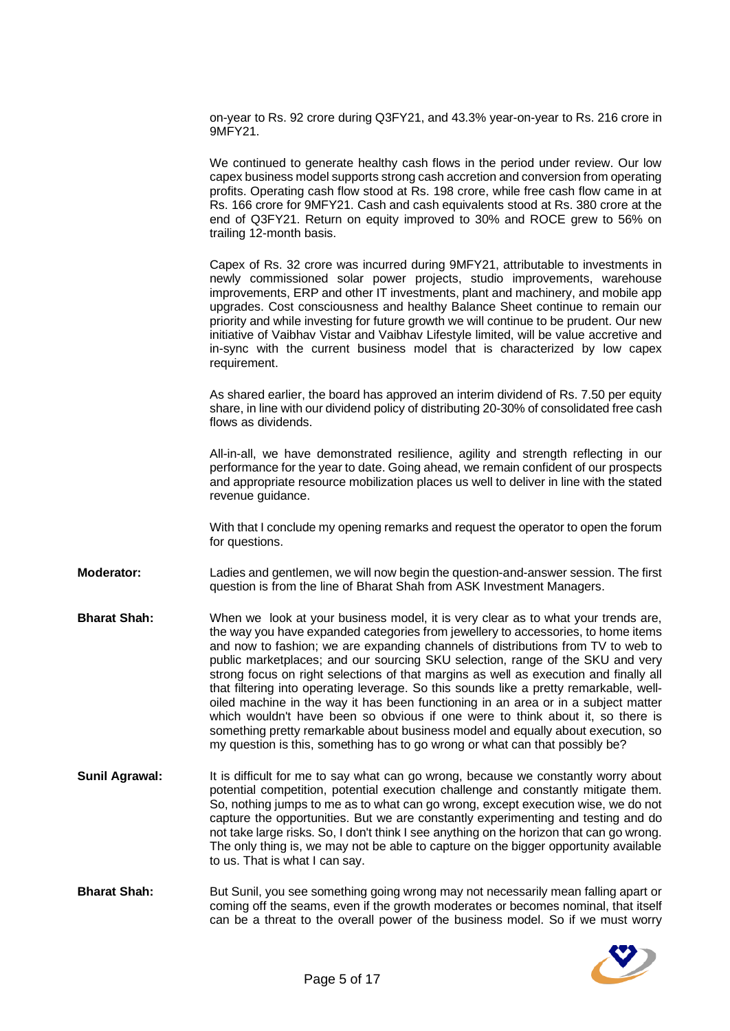on-year to Rs. 92 crore during Q3FY21, and 43.3% year-on-year to Rs. 216 crore in 9MFY21.

We continued to generate healthy cash flows in the period under review. Our low capex business model supports strong cash accretion and conversion from operating profits. Operating cash flow stood at Rs. 198 crore, while free cash flow came in at Rs. 166 crore for 9MFY21. Cash and cash equivalents stood at Rs. 380 crore at the end of Q3FY21. Return on equity improved to 30% and ROCE grew to 56% on trailing 12-month basis.

Capex of Rs. 32 crore was incurred during 9MFY21, attributable to investments in newly commissioned solar power projects, studio improvements, warehouse improvements, ERP and other IT investments, plant and machinery, and mobile app upgrades. Cost consciousness and healthy Balance Sheet continue to remain our priority and while investing for future growth we will continue to be prudent. Our new initiative of Vaibhav Vistar and Vaibhav Lifestyle limited, will be value accretive and in-sync with the current business model that is characterized by low capex requirement.

As shared earlier, the board has approved an interim dividend of Rs. 7.50 per equity share, in line with our dividend policy of distributing 20-30% of consolidated free cash flows as dividends.

All-in-all, we have demonstrated resilience, agility and strength reflecting in our performance for the year to date. Going ahead, we remain confident of our prospects and appropriate resource mobilization places us well to deliver in line with the stated revenue guidance.

With that I conclude my opening remarks and request the operator to open the forum for questions.

**Moderator:** Ladies and gentlemen, we will now begin the question-and-answer session. The first question is from the line of Bharat Shah from ASK Investment Managers.

**Bharat Shah:** When we look at your business model, it is very clear as to what your trends are, the way you have expanded categories from jewellery to accessories, to home items and now to fashion; we are expanding channels of distributions from TV to web to public marketplaces; and our sourcing SKU selection, range of the SKU and very strong focus on right selections of that margins as well as execution and finally all that filtering into operating leverage. So this sounds like a pretty remarkable, well-oiled machine in the way it has been functioning in an area or in a subject matter which wouldn't have been so obvious if one were to think about it, so there is something pretty remarkable about business model and equally about execution, so my question is this, something has to go wrong or what can that possibly be?

**Sunil Agrawal:** It is difficult for me to say what can go wrong, because we constantly worry about potential competition, potential execution challenge and constantly mitigate them. So, nothing jumps to me as to what can go wrong, except execution wise, we do not capture the opportunities. But we are constantly experimenting and testing and do not take large risks. So, I don't think I see anything on the horizon that can go wrong. The only thing is, we may not be able to capture on the bigger opportunity available to us. That is what I can say.

**Bharat Shah:** But Sunil, you see something going wrong may not necessarily mean falling apart or coming off the seams, even if the growth moderates or becomes nominal, that itself can be a threat to the overall power of the business model. So if we must worry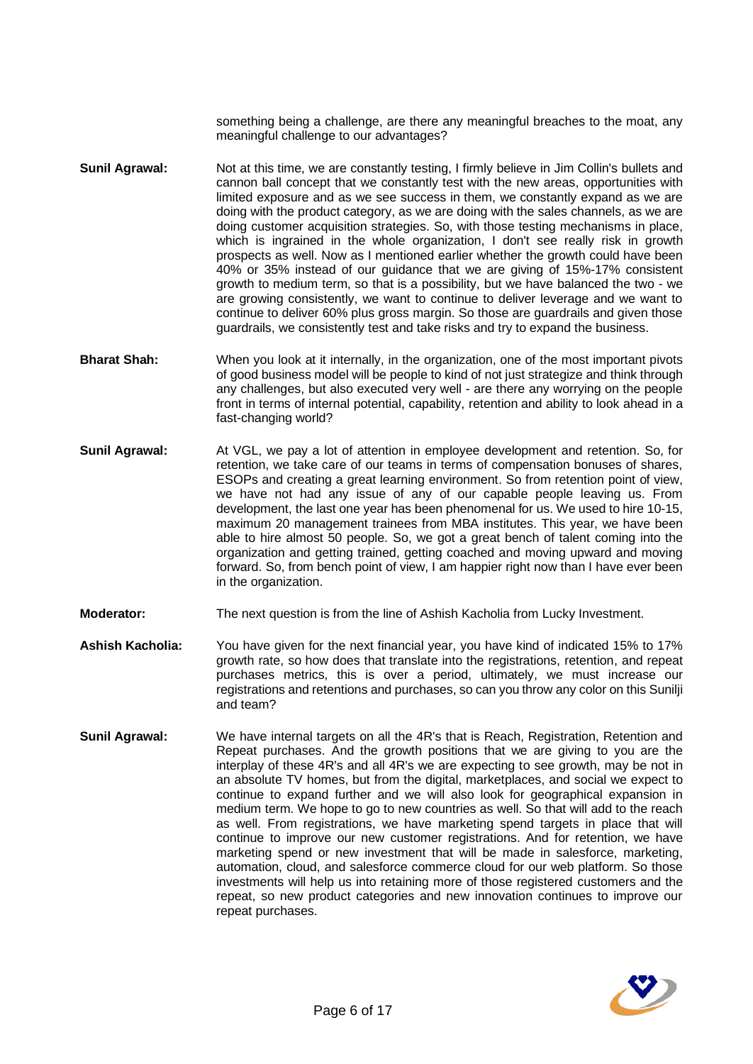something being a challenge, are there any meaningful breaches to the moat, any meaningful challenge to our advantages?

**Sunil Agrawal:** Not at this time, we are constantly testing, I firmly believe in Jim Collin's bullets and cannon ball concept that we constantly test with the new areas, opportunities with limited exposure and as we see success in them, we constantly expand as we are doing with the product category, as we are doing with the sales channels, as we are doing customer acquisition strategies. So, with those testing mechanisms in place, which is ingrained in the whole organization, I don't see really risk in growth prospects as well. Now as I mentioned earlier whether the growth could have been 40% or 35% instead of our guidance that we are giving of 15%-17% consistent growth to medium term, so that is a possibility, but we have balanced the two - we are growing consistently, we want to continue to deliver leverage and we want to continue to deliver 60% plus gross margin. So those are guardrails and given those guardrails, we consistently test and take risks and try to expand the business.

**Bharat Shah:** When you look at it internally, in the organization, one of the most important pivots of good business model will be people to kind of not just strategize and think through any challenges, but also executed very well - are there any worrying on the people front in terms of internal potential, capability, retention and ability to look ahead in a fast-changing world?

**Sunil Agrawal:** At VGL, we pay a lot of attention in employee development and retention. So, for retention, we take care of our teams in terms of compensation bonuses of shares, ESOPs and creating a great learning environment. So from retention point of view, we have not had any issue of any of our capable people leaving us. From development, the last one year has been phenomenal for us. We used to hire 10-15, maximum 20 management trainees from MBA institutes. This year, we have been able to hire almost 50 people. So, we got a great bench of talent coming into the organization and getting trained, getting coached and moving upward and moving forward. So, from bench point of view, I am happier right now than I have ever been in the organization.

**Moderator:** The next question is from the line of Ashish Kacholia from Lucky Investment.

**Ashish Kacholia:** You have given for the next financial year, you have kind of indicated 15% to 17% growth rate, so how does that translate into the registrations, retention, and repeat purchases metrics, this is over a period, ultimately, we must increase our registrations and retentions and purchases, so can you throw any color on this Sunilji and team?

**Sunil Agrawal:** We have internal targets on all the 4R's that is Reach, Registration, Retention and Repeat purchases. And the growth positions that we are giving to you are the interplay of these 4R's and all 4R's we are expecting to see growth, may be not in an absolute TV homes, but from the digital, marketplaces, and social we expect to continue to expand further and we will also look for geographical expansion in medium term. We hope to go to new countries as well. So that will add to the reach as well. From registrations, we have marketing spend targets in place that will continue to improve our new customer registrations. And for retention, we have marketing spend or new investment that will be made in salesforce, marketing, automation, cloud, and salesforce commerce cloud for our web platform. So those investments will help us into retaining more of those registered customers and the repeat, so new product categories and new innovation continues to improve our repeat purchases.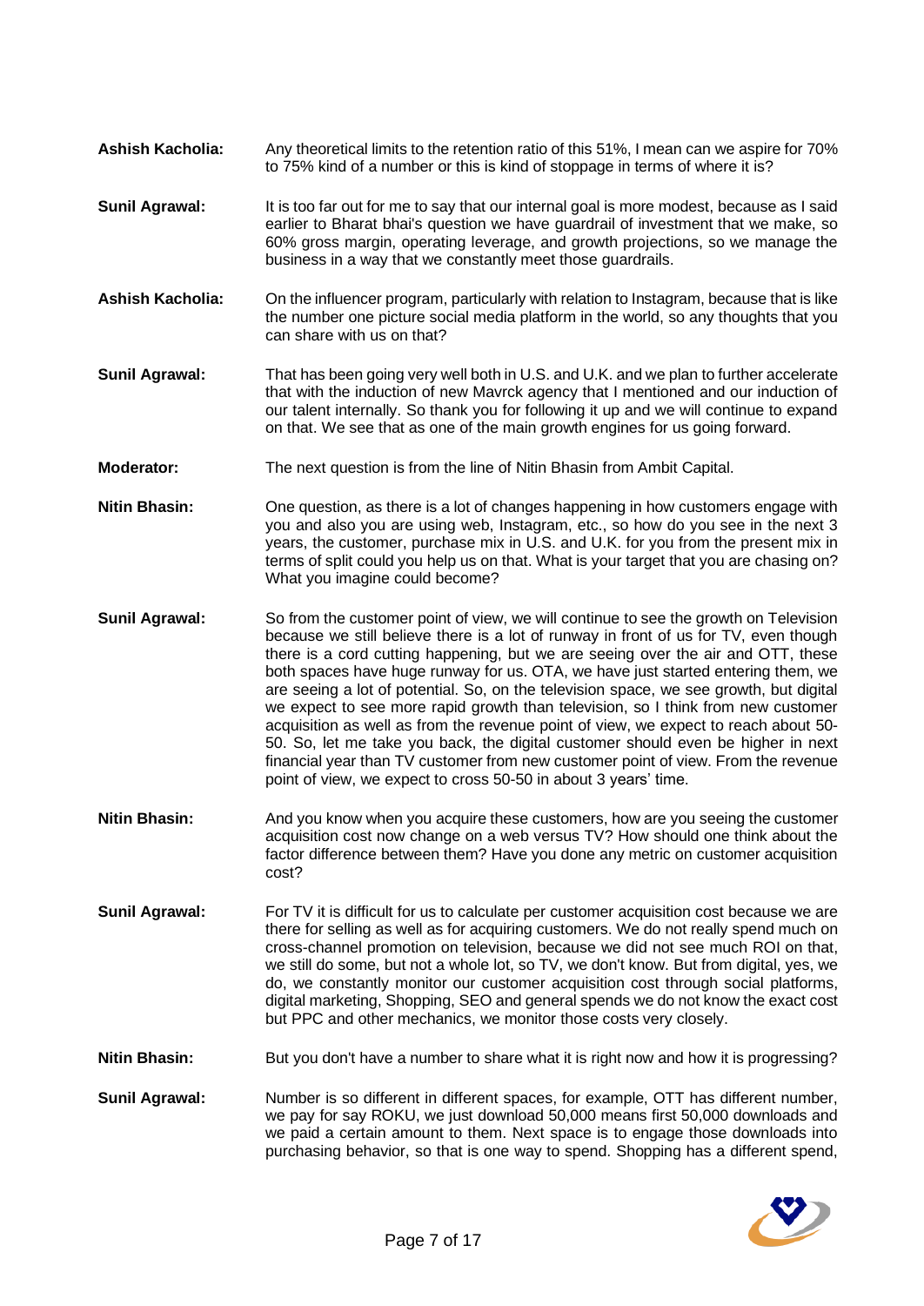**Ashish Kacholia:** Any theoretical limits to the retention ratio of this 51%, I mean can we aspire for 70% to 75% kind of a number or this is kind of stoppage in terms of where it is?

**Sunil Agrawal:** It is too far out for me to say that our internal goal is more modest, because as I said earlier to Bharat bhai's question we have guardrail of investment that we make, so 60% gross margin, operating leverage, and growth projections, so we manage the business in a way that we constantly meet those guardrails.

**Ashish Kacholia:** On the influencer program, particularly with relation to Instagram, because that is like the number one picture social media platform in the world, so any thoughts that you can share with us on that?

**Sunil Agrawal:** That has been going very well both in U.S. and U.K. and we plan to further accelerate that with the induction of new Mavrck agency that I mentioned and our induction of our talent internally. So thank you for following it up and we will continue to expand on that. We see that as one of the main growth engines for us going forward.

**Moderator:** The next question is from the line of Nitin Bhasin from Ambit Capital.

**Nitin Bhasin:** One question, as there is a lot of changes happening in how customers engage with you and also you are using web, Instagram, etc., so how do you see in the next 3 years, the customer, purchase mix in U.S. and U.K. for you from the present mix in terms of split could you help us on that. What is your target that you are chasing on? What you imagine could become?

**Sunil Agrawal:** So from the customer point of view, we will continue to see the growth on Television because we still believe there is a lot of runway in front of us for TV, even though there is a cord cutting happening, but we are seeing over the air and OTT, these both spaces have huge runway for us. OTA, we have just started entering them, we are seeing a lot of potential. So, on the television space, we see growth, but digital we expect to see more rapid growth than television, so I think from new customer acquisition as well as from the revenue point of view, we expect to reach about 50-50. So, let me take you back, the digital customer should even be higher in next financial year than TV customer from new customer point of view. From the revenue point of view, we expect to cross 50-50 in about 3 years' time.

**Nitin Bhasin:** And you know when you acquire these customers, how are you seeing the customer acquisition cost now change on a web versus TV? How should one think about the factor difference between them? Have you done any metric on customer acquisition cost?

**Sunil Agrawal:** For TV it is difficult for us to calculate per customer acquisition cost because we are there for selling as well as for acquiring customers. We do not really spend much on cross-channel promotion on television, because we did not see much ROI on that, we still do some, but not a whole lot, so TV, we don't know. But from digital, yes, we do, we constantly monitor our customer acquisition cost through social platforms, digital marketing, Shopping, SEO and general spends we do not know the exact cost but PPC and other mechanics, we monitor those costs very closely.

**Nitin Bhasin:** But you don't have a number to share what it is right now and how it is progressing?

**Sunil Agrawal:** Number is so different in different spaces, for example, OTT has different number, we pay for say ROKU, we just download 50,000 means first 50,000 downloads and we paid a certain amount to them. Next space is to engage those downloads into purchasing behavior, so that is one way to spend. Shopping has a different spend,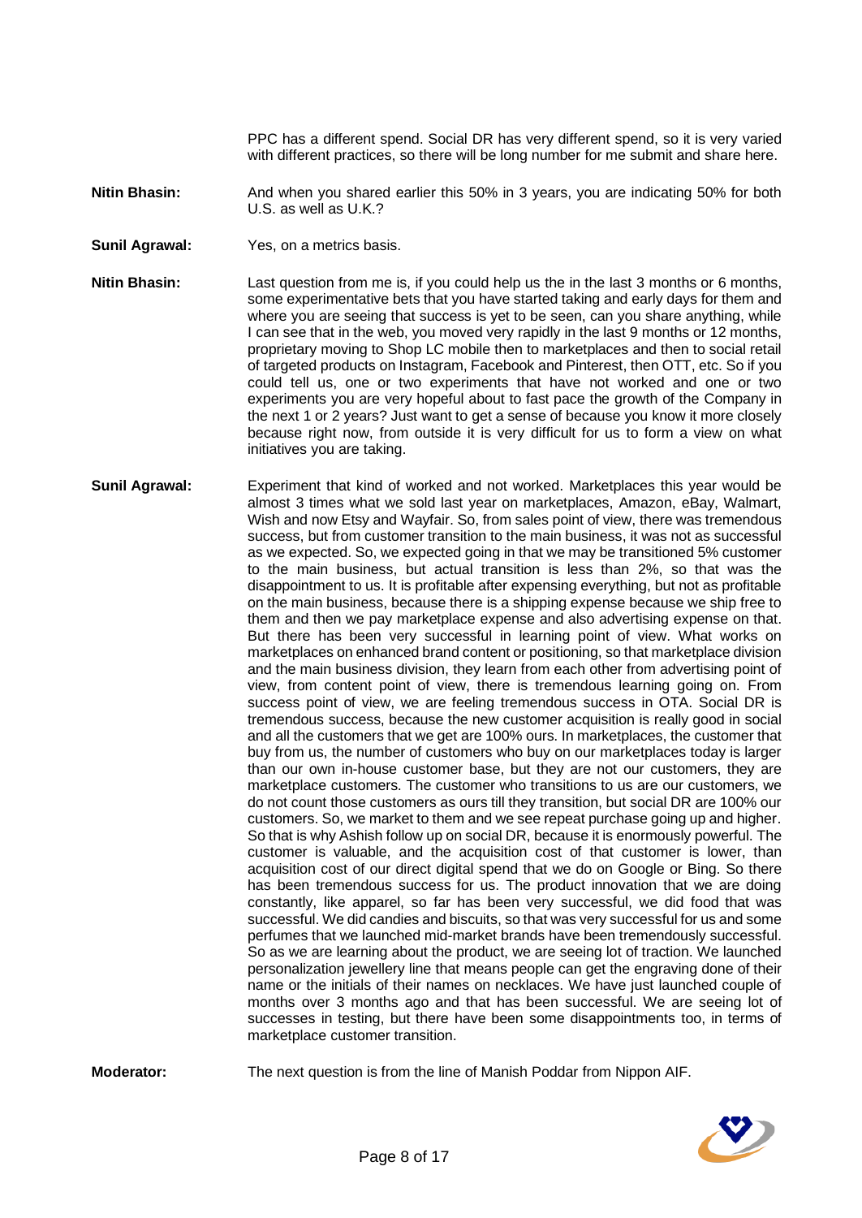PPC has a different spend. Social DR has very different spend, so it is very varied with different practices, so there will be long number for me submit and share here.

**Nitin Bhasin:** And when you shared earlier this 50% in 3 years, you are indicating 50% for both U.S. as well as U.K.?

**Sunil Agrawal:** Yes, on a metrics basis.

**Nitin Bhasin:** Last question from me is, if you could help us the in the last 3 months or 6 months, some experimentative bets that you have started taking and early days for them and where you are seeing that success is yet to be seen, can you share anything, while I can see that in the web, you moved very rapidly in the last 9 months or 12 months, proprietary moving to Shop LC mobile then to marketplaces and then to social retail of targeted products on Instagram, Facebook and Pinterest, then OTT, etc. So if you could tell us, one or two experiments that have not worked and one or two experiments you are very hopeful about to fast pace the growth of the Company in the next 1 or 2 years? Just want to get a sense of because you know it more closely because right now, from outside it is very difficult for us to form a view on what initiatives you are taking.

**Sunil Agrawal:** Experiment that kind of worked and not worked. Marketplaces this year would be almost 3 times what we sold last year on marketplaces, Amazon, eBay, Walmart, Wish and now Etsy and Wayfair. So, from sales point of view, there was tremendous success, but from customer transition to the main business, it was not as successful as we expected. So, we expected going in that we may be transitioned 5% customer to the main business, but actual transition is less than 2%, so that was the disappointment to us. It is profitable after expensing everything, but not as profitable on the main business, because there is a shipping expense because we ship free to them and then we pay marketplace expense and also advertising expense on that. But there has been very successful in learning point of view. What works on marketplaces on enhanced brand content or positioning, so that marketplace division and the main business division, they learn from each other from advertising point of view, from content point of view, there is tremendous learning going on. From success point of view, we are feeling tremendous success in OTA. Social DR is tremendous success, because the new customer acquisition is really good in social and all the customers that we get are 100% ours. In marketplaces, the customer that buy from us, the number of customers who buy on our marketplaces today is larger than our own in-house customer base, but they are not our customers, they are marketplace customers. The customer who transitions to us are our customers, we do not count those customers as ours till they transition, but social DR are 100% our customers. So, we market to them and we see repeat purchase going up and higher. So that is why Ashish follow up on social DR, because it is enormously powerful. The customer is valuable, and the acquisition cost of that customer is lower, than acquisition cost of our direct digital spend that we do on Google or Bing. So there has been tremendous success for us. The product innovation that we are doing constantly, like apparel, so far has been very successful, we did food that was successful. We did candies and biscuits, so that was very successful for us and some perfumes that we launched mid-market brands have been tremendously successful. So as we are learning about the product, we are seeing lot of traction. We launched personalization jewellery line that means people can get the engraving done of their name or the initials of their names on necklaces. We have just launched couple of months over 3 months ago and that has been successful. We are seeing lot of successes in testing, but there have been some disappointments too, in terms of marketplace customer transition.

**Moderator:** The next question is from the line of Manish Poddar from Nippon AIF.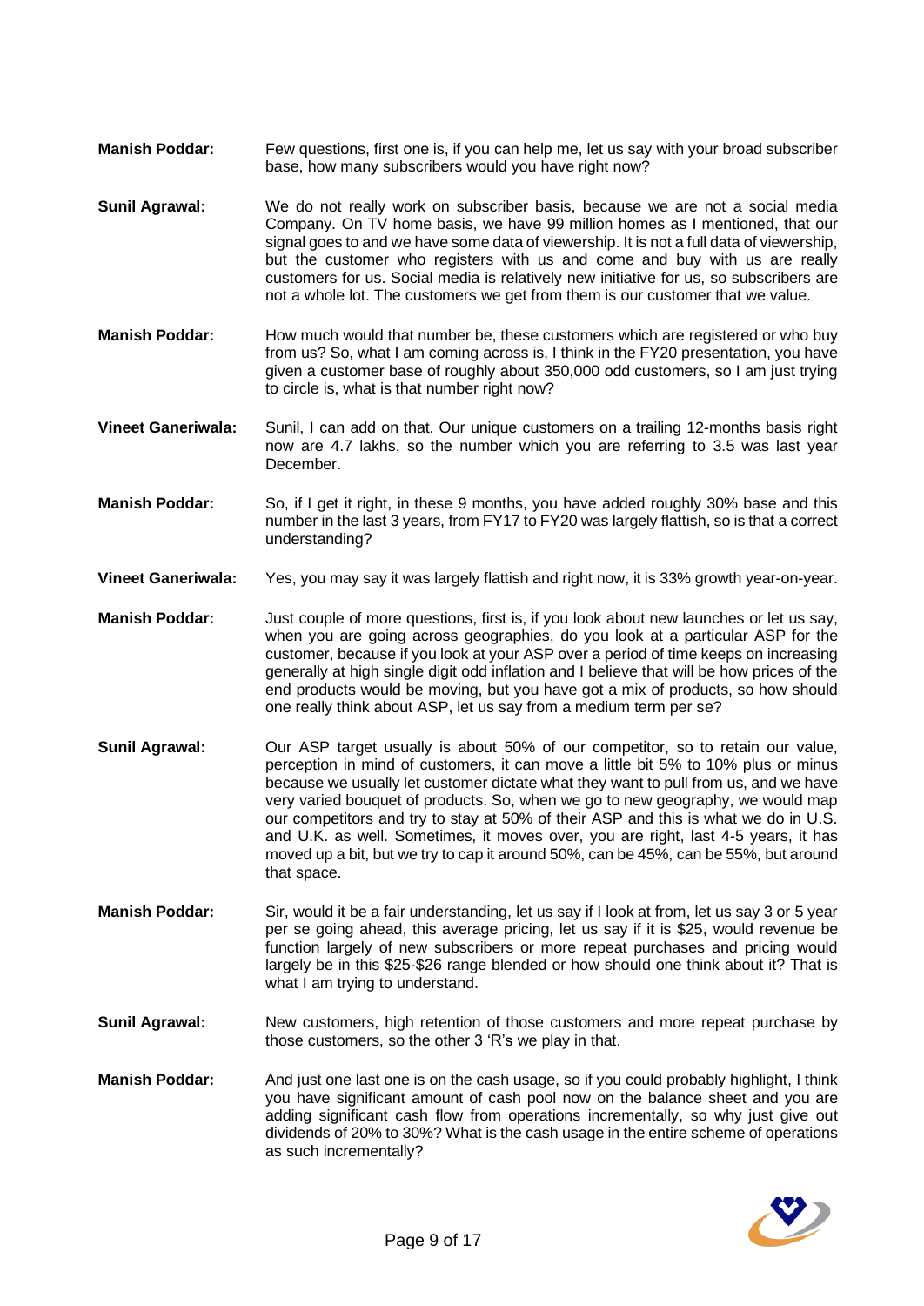**Manish Poddar:** Few questions, first one is, if you can help me, let us say with your broad subscriber base, how many subscribers would you have right now?

**Sunil Agrawal:** We do not really work on subscriber basis, because we are not a social media Company. On TV home basis, we have 99 million homes as I mentioned, that our signal goes to and we have some data of viewership. It is not a full data of viewership, but the customer who registers with us and come and buy with us are really customers for us. Social media is relatively new initiative for us, so subscribers are not a whole lot. The customers we get from them is our customer that we value.

**Manish Poddar:** How much would that number be, these customers which are registered or who buy from us? So, what I am coming across is, I think in the FY20 presentation, you have given a customer base of roughly about 350,000 odd customers, so I am just trying to circle is, what is that number right now?

**Vineet Ganeriwala:** Sunil, I can add on that. Our unique customers on a trailing 12-months basis right now are 4.7 lakhs, so the number which you are referring to 3.5 was last year December.

**Manish Poddar:** So, if I get it right, in these 9 months, you have added roughly 30% base and this number in the last 3 years, from FY17 to FY20 was largely flattish, so is that a correct understanding?

**Vineet Ganeriwala:** Yes, you may say it was largely flattish and right now, it is 33% growth year-on-year.

**Manish Poddar:** Just couple of more questions, first is, if you look about new launches or let us say, when you are going across geographies, do you look at a particular ASP for the customer, because if you look at your ASP over a period of time keeps on increasing generally at high single digit odd inflation and I believe that will be how prices of the end products would be moving, but you have got a mix of products, so how should one really think about ASP, let us say from a medium term per se?

**Sunil Agrawal:** Our ASP target usually is about 50% of our competitor, so to retain our value, perception in mind of customers, it can move a little bit 5% to 10% plus or minus because we usually let customer dictate what they want to pull from us, and we have very varied bouquet of products. So, when we go to new geography, we would map our competitors and try to stay at 50% of their ASP and this is what we do in U.S. and U.K. as well. Sometimes, it moves over, you are right, last 4-5 years, it has moved up a bit, but we try to cap it around 50%, can be 45%, can be 55%, but around that space.

**Manish Poddar:** Sir, would it be a fair understanding, let us say if I look at from, let us say 3 or 5 year per se going ahead, this average pricing, let us say if it is $25, would revenue be function largely of new subscribers or more repeat purchases and pricing would largely be in this $25-$26 range blended or how should one think about it? That is what I am trying to understand.

**Sunil Agrawal:** New customers, high retention of those customers and more repeat purchase by those customers, so the other 3 'R's we play in that.

**Manish Poddar:** And just one last one is on the cash usage, so if you could probably highlight, I think you have significant amount of cash pool now on the balance sheet and you are adding significant cash flow from operations incrementally, so why just give out dividends of 20% to 30%? What is the cash usage in the entire scheme of operations as such incrementally?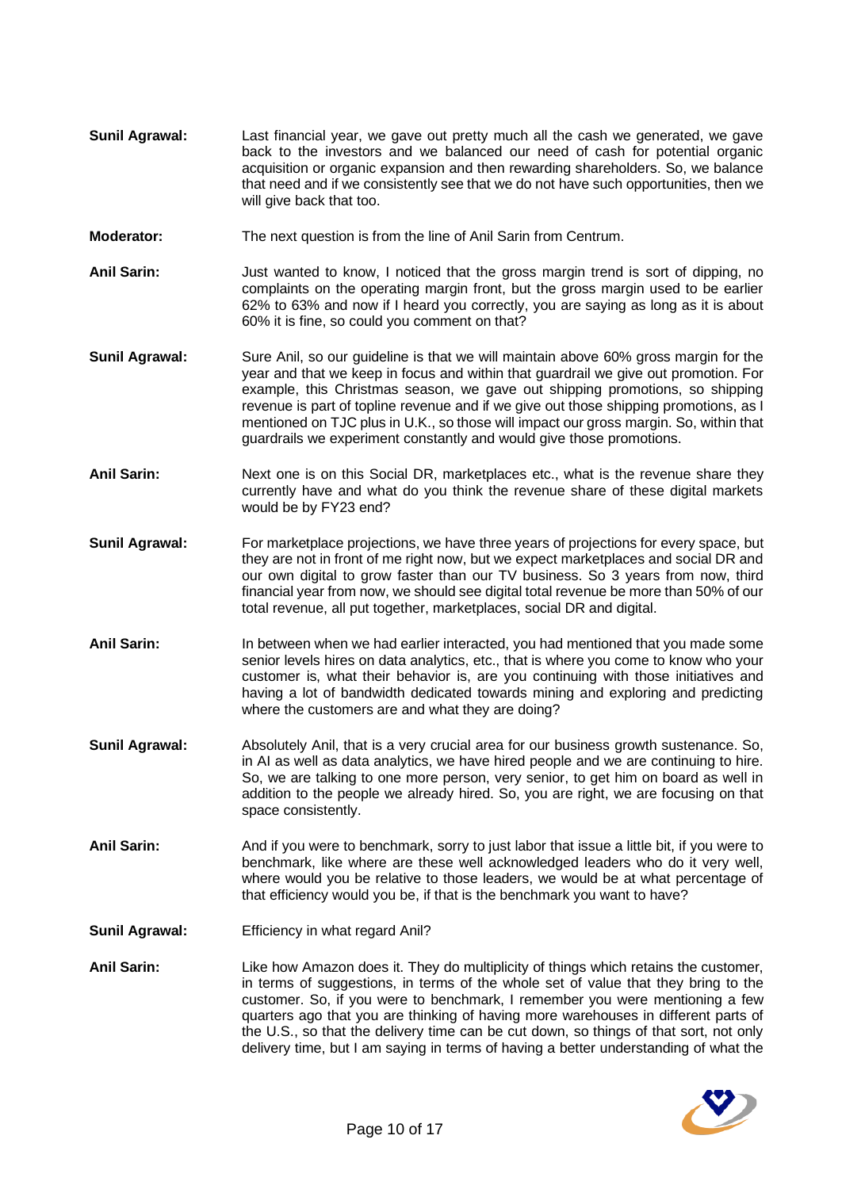**Sunil Agrawal:** Last financial year, we gave out pretty much all the cash we generated, we gave back to the investors and we balanced our need of cash for potential organic acquisition or organic expansion and then rewarding shareholders. So, we balance that need and if we consistently see that we do not have such opportunities, then we will give back that too.

**Moderator:** The next question is from the line of Anil Sarin from Centrum.

**Anil Sarin:** Just wanted to know, I noticed that the gross margin trend is sort of dipping, no complaints on the operating margin front, but the gross margin used to be earlier 62% to 63% and now if I heard you correctly, you are saying as long as it is about 60% it is fine, so could you comment on that?

**Sunil Agrawal:** Sure Anil, so our guideline is that we will maintain above 60% gross margin for the year and that we keep in focus and within that guardrail we give out promotion. For example, this Christmas season, we gave out shipping promotions, so shipping revenue is part of topline revenue and if we give out those shipping promotions, as I mentioned on TJC plus in U.K., so those will impact our gross margin. So, within that guardrails we experiment constantly and would give those promotions.

**Anil Sarin:** Next one is on this Social DR, marketplaces etc., what is the revenue share they currently have and what do you think the revenue share of these digital markets would be by FY23 end?

**Sunil Agrawal:** For marketplace projections, we have three years of projections for every space, but they are not in front of me right now, but we expect marketplaces and social DR and our own digital to grow faster than our TV business. So 3 years from now, third financial year from now, we should see digital total revenue be more than 50% of our total revenue, all put together, marketplaces, social DR and digital.

**Anil Sarin:** In between when we had earlier interacted, you had mentioned that you made some senior levels hires on data analytics, etc., that is where you come to know who your customer is, what their behavior is, are you continuing with those initiatives and having a lot of bandwidth dedicated towards mining and exploring and predicting where the customers are and what they are doing?

**Sunil Agrawal:** Absolutely Anil, that is a very crucial area for our business growth sustenance. So, in AI as well as data analytics, we have hired people and we are continuing to hire. So, we are talking to one more person, very senior, to get him on board as well in addition to the people we already hired. So, you are right, we are focusing on that space consistently.

**Anil Sarin:** And if you were to benchmark, sorry to just labor that issue a little bit, if you were to benchmark, like where are these well acknowledged leaders who do it very well, where would you be relative to those leaders, we would be at what percentage of that efficiency would you be, if that is the benchmark you want to have?

**Sunil Agrawal:** Efficiency in what regard Anil?

**Anil Sarin:** Like how Amazon does it. They do multiplicity of things which retains the customer, in terms of suggestions, in terms of the whole set of value that they bring to the customer. So, if you were to benchmark, I remember you were mentioning a few quarters ago that you are thinking of having more warehouses in different parts of the U.S., so that the delivery time can be cut down, so things of that sort, not only delivery time, but I am saying in terms of having a better understanding of what the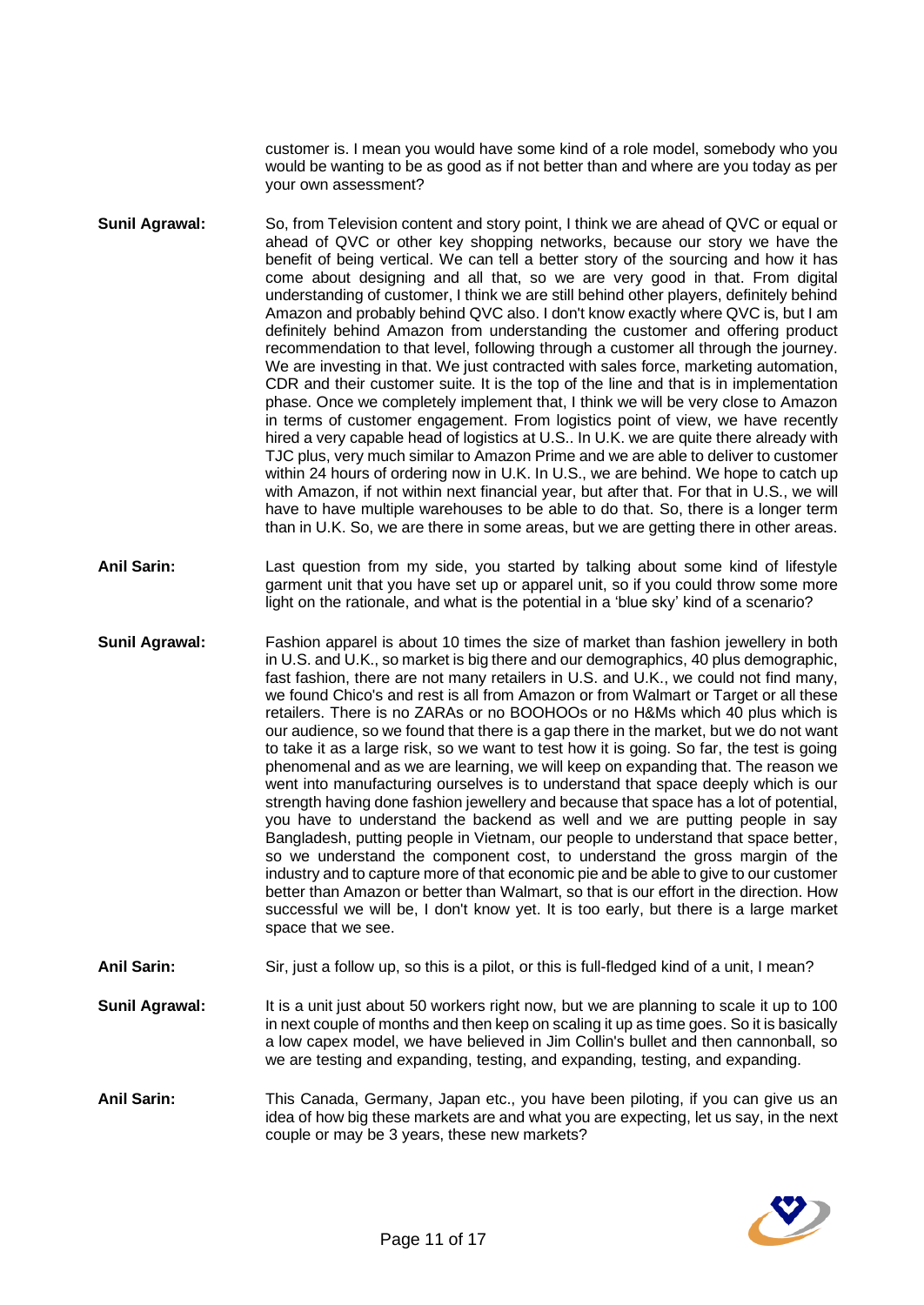customer is. I mean you would have some kind of a role model, somebody who you would be wanting to be as good as if not better than and where are you today as per your own assessment?

**Sunil Agrawal:** So, from Television content and story point, I think we are ahead of QVC or equal or ahead of QVC or other key shopping networks, because our story we have the benefit of being vertical. We can tell a better story of the sourcing and how it has come about designing and all that, so we are very good in that. From digital understanding of customer, I think we are still behind other players, definitely behind Amazon and probably behind QVC also. I don't know exactly where QVC is, but I am definitely behind Amazon from understanding the customer and offering product recommendation to that level, following through a customer all through the journey. We are investing in that. We just contracted with sales force, marketing automation, CDR and their customer suite. It is the top of the line and that is in implementation phase. Once we completely implement that, I think we will be very close to Amazon in terms of customer engagement. From logistics point of view, we have recently hired a very capable head of logistics at U.S.. In U.K. we are quite there already with TJC plus, very much similar to Amazon Prime and we are able to deliver to customer within 24 hours of ordering now in U.K. In U.S., we are behind. We hope to catch up with Amazon, if not within next financial year, but after that. For that in U.S., we will have to have multiple warehouses to be able to do that. So, there is a longer term than in U.K. So, we are there in some areas, but we are getting there in other areas.

**Anil Sarin:** Last question from my side, you started by talking about some kind of lifestyle garment unit that you have set up or apparel unit, so if you could throw some more light on the rationale, and what is the potential in a 'blue sky' kind of a scenario?

**Sunil Agrawal:** Fashion apparel is about 10 times the size of market than fashion jewellery in both in U.S. and U.K., so market is big there and our demographics, 40 plus demographic, fast fashion, there are not many retailers in U.S. and U.K., we could not find many, we found Chico's and rest is all from Amazon or from Walmart or Target or all these retailers. There is no ZARAs or no BOOHOOs or no H&Ms which 40 plus which is our audience, so we found that there is a gap there in the market, but we do not want to take it as a large risk, so we want to test how it is going. So far, the test is going phenomenal and as we are learning, we will keep on expanding that. The reason we went into manufacturing ourselves is to understand that space deeply which is our strength having done fashion jewellery and because that space has a lot of potential, you have to understand the backend as well and we are putting people in say Bangladesh, putting people in Vietnam, our people to understand that space better, so we understand the component cost, to understand the gross margin of the industry and to capture more of that economic pie and be able to give to our customer better than Amazon or better than Walmart, so that is our effort in the direction. How successful we will be, I don't know yet. It is too early, but there is a large market space that we see.

**Anil Sarin:** Sir, just a follow up, so this is a pilot, or this is full-fledged kind of a unit, I mean?

**Sunil Agrawal:** It is a unit just about 50 workers right now, but we are planning to scale it up to 100 in next couple of months and then keep on scaling it up as time goes. So it is basically a low capex model, we have believed in Jim Collin's bullet and then cannonball, so we are testing and expanding, testing, and expanding, testing, and expanding.

**Anil Sarin:** This Canada, Germany, Japan etc., you have been piloting, if you can give us an idea of how big these markets are and what you are expecting, let us say, in the next couple or may be 3 years, these new markets?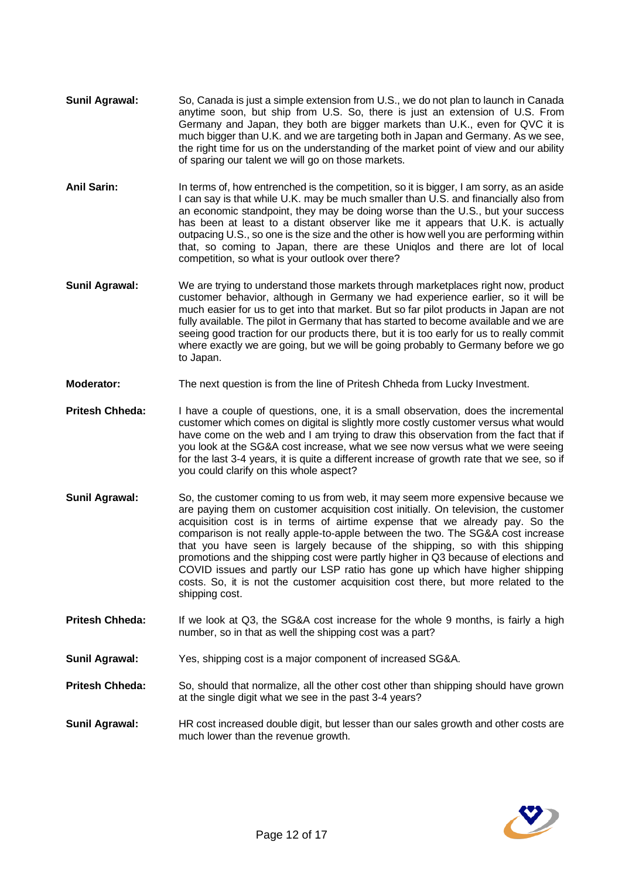**Sunil Agrawal:** So, Canada is just a simple extension from U.S., we do not plan to launch in Canada anytime soon, but ship from U.S. So, there is just an extension of U.S. From Germany and Japan, they both are bigger markets than U.K., even for QVC it is much bigger than U.K. and we are targeting both in Japan and Germany. As we see, the right time for us on the understanding of the market point of view and our ability of sparing our talent we will go on those markets.

**Anil Sarin:** In terms of, how entrenched is the competition, so it is bigger, I am sorry, as an aside I can say is that while U.K. may be much smaller than U.S. and financially also from an economic standpoint, they may be doing worse than the U.S., but your success has been at least to a distant observer like me it appears that U.K. is actually outpacing U.S., so one is the size and the other is how well you are performing within that, so coming to Japan, there are these Uniqlos and there are lot of local competition, so what is your outlook over there?

**Sunil Agrawal:** We are trying to understand those markets through marketplaces right now, product customer behavior, although in Germany we had experience earlier, so it will be much easier for us to get into that market. But so far pilot products in Japan are not fully available. The pilot in Germany that has started to become available and we are seeing good traction for our products there, but it is too early for us to really commit where exactly we are going, but we will be going probably to Germany before we go to Japan.

**Moderator:** The next question is from the line of Pritesh Chheda from Lucky Investment.

**Pritesh Chheda:** I have a couple of questions, one, it is a small observation, does the incremental customer which comes on digital is slightly more costly customer versus what would have come on the web and I am trying to draw this observation from the fact that if you look at the SG&A cost increase, what we see now versus what we were seeing for the last 3-4 years, it is quite a different increase of growth rate that we see, so if you could clarify on this whole aspect?

**Sunil Agrawal:** So, the customer coming to us from web, it may seem more expensive because we are paying them on customer acquisition cost initially. On television, the customer acquisition cost is in terms of airtime expense that we already pay. So the comparison is not really apple-to-apple between the two. The SG&A cost increase that you have seen is largely because of the shipping, so with this shipping promotions and the shipping cost were partly higher in Q3 because of elections and COVID issues and partly our LSP ratio has gone up which have higher shipping costs. So, it is not the customer acquisition cost there, but more related to the shipping cost.

**Pritesh Chheda:** If we look at Q3, the SG&A cost increase for the whole 9 months, is fairly a high number, so in that as well the shipping cost was a part?

**Sunil Agrawal:** Yes, shipping cost is a major component of increased SG&A.

**Pritesh Chheda:** So, should that normalize, all the other cost other than shipping should have grown at the single digit what we see in the past 3-4 years?

**Sunil Agrawal:** HR cost increased double digit, but lesser than our sales growth and other costs are much lower than the revenue growth.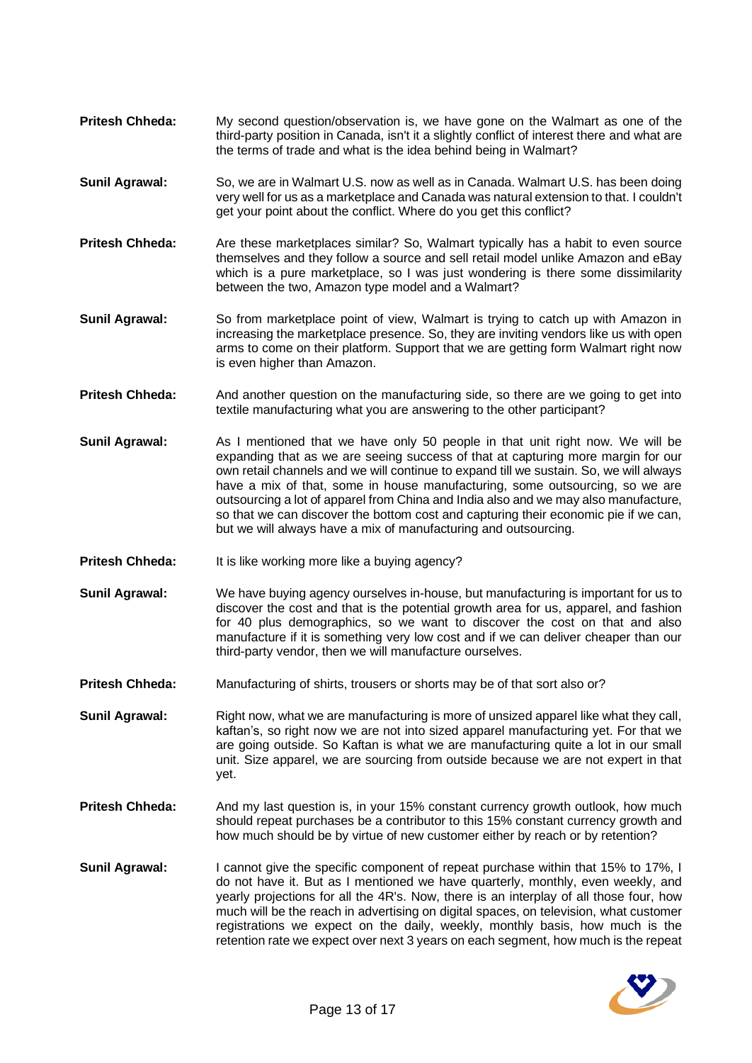**Pritesh Chheda:** My second question/observation is, we have gone on the Walmart as one of the third-party position in Canada, isn't it a slightly conflict of interest there and what are the terms of trade and what is the idea behind being in Walmart?

**Sunil Agrawal:** So, we are in Walmart U.S. now as well as in Canada. Walmart U.S. has been doing very well for us as a marketplace and Canada was natural extension to that. I couldn't get your point about the conflict. Where do you get this conflict?

**Pritesh Chheda:** Are these marketplaces similar? So, Walmart typically has a habit to even source themselves and they follow a source and sell retail model unlike Amazon and eBay which is a pure marketplace, so I was just wondering is there some dissimilarity between the two, Amazon type model and a Walmart?

**Sunil Agrawal:** So from marketplace point of view, Walmart is trying to catch up with Amazon in increasing the marketplace presence. So, they are inviting vendors like us with open arms to come on their platform. Support that we are getting form Walmart right now is even higher than Amazon.

**Pritesh Chheda:** And another question on the manufacturing side, so there are we going to get into textile manufacturing what you are answering to the other participant?

**Sunil Agrawal:** As I mentioned that we have only 50 people in that unit right now. We will be expanding that as we are seeing success of that at capturing more margin for our own retail channels and we will continue to expand till we sustain. So, we will always have a mix of that, some in house manufacturing, some outsourcing, so we are outsourcing a lot of apparel from China and India also and we may also manufacture, so that we can discover the bottom cost and capturing their economic pie if we can, but we will always have a mix of manufacturing and outsourcing.

**Pritesh Chheda:** It is like working more like a buying agency?

**Sunil Agrawal:** We have buying agency ourselves in-house, but manufacturing is important for us to discover the cost and that is the potential growth area for us, apparel, and fashion for 40 plus demographics, so we want to discover the cost on that and also manufacture if it is something very low cost and if we can deliver cheaper than our third-party vendor, then we will manufacture ourselves.

**Pritesh Chheda:** Manufacturing of shirts, trousers or shorts may be of that sort also or?

**Sunil Agrawal:** Right now, what we are manufacturing is more of unsized apparel like what they call, kaftan's, so right now we are not into sized apparel manufacturing yet. For that we are going outside. So Kaftan is what we are manufacturing quite a lot in our small unit. Size apparel, we are sourcing from outside because we are not expert in that yet.

**Pritesh Chheda:** And my last question is, in your 15% constant currency growth outlook, how much should repeat purchases be a contributor to this 15% constant currency growth and how much should be by virtue of new customer either by reach or by retention?

**Sunil Agrawal:** I cannot give the specific component of repeat purchase within that 15% to 17%, I do not have it. But as I mentioned we have quarterly, monthly, even weekly, and yearly projections for all the 4R's. Now, there is an interplay of all those four, how much will be the reach in advertising on digital spaces, on television, what customer registrations we expect on the daily, weekly, monthly basis, how much is the retention rate we expect over next 3 years on each segment, how much is the repeat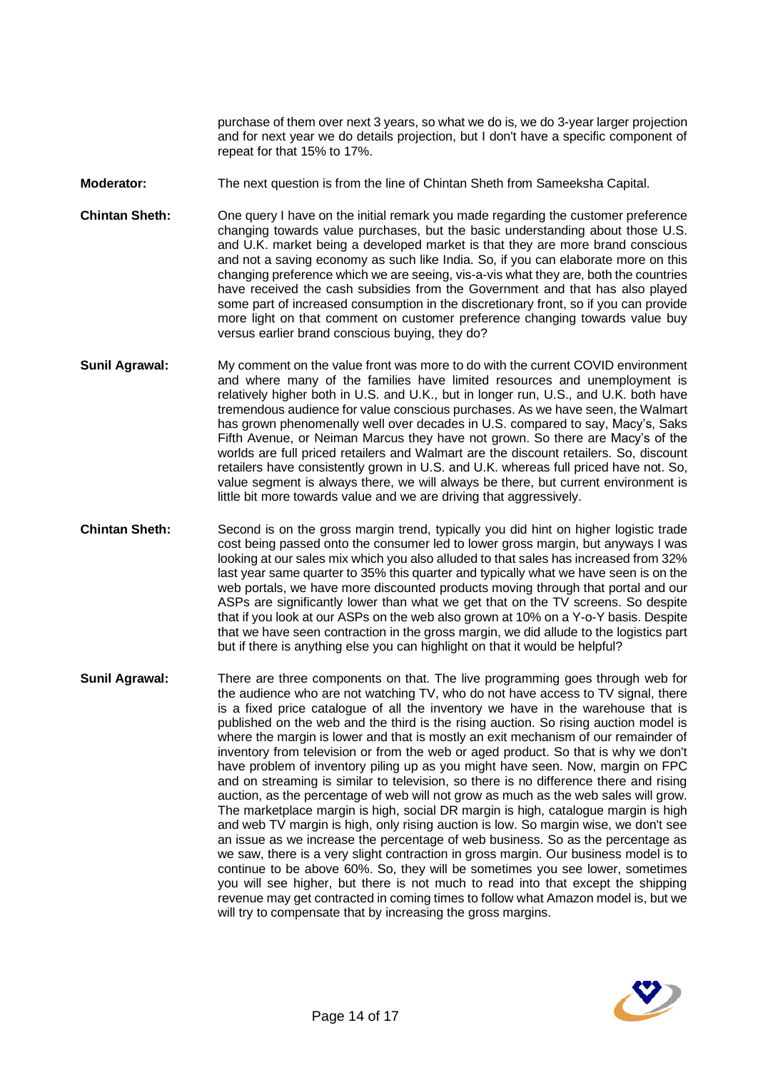purchase of them over next 3 years, so what we do is, we do 3-year larger projection and for next year we do details projection, but I don't have a specific component of repeat for that 15% to 17%.

**Moderator:** The next question is from the line of Chintan Sheth from Sameeksha Capital.

**Chintan Sheth:** One query I have on the initial remark you made regarding the customer preference changing towards value purchases, but the basic understanding about those U.S. and U.K. market being a developed market is that they are more brand conscious and not a saving economy as such like India. So, if you can elaborate more on this changing preference which we are seeing, vis-a-vis what they are, both the countries have received the cash subsidies from the Government and that has also played some part of increased consumption in the discretionary front, so if you can provide more light on that comment on customer preference changing towards value buy versus earlier brand conscious buying, they do?

**Sunil Agrawal:** My comment on the value front was more to do with the current COVID environment and where many of the families have limited resources and unemployment is relatively higher both in U.S. and U.K., but in longer run, U.S., and U.K. both have tremendous audience for value conscious purchases. As we have seen, the Walmart has grown phenomenally well over decades in U.S. compared to say, Macy's, Saks Fifth Avenue, or Neiman Marcus they have not grown. So there are Macy's of the worlds are full priced retailers and Walmart are the discount retailers. So, discount retailers have consistently grown in U.S. and U.K. whereas full priced have not. So, value segment is always there, we will always be there, but current environment is little bit more towards value and we are driving that aggressively.

**Chintan Sheth:** Second is on the gross margin trend, typically you did hint on higher logistic trade cost being passed onto the consumer led to lower gross margin, but anyways I was looking at our sales mix which you also alluded to that sales has increased from 32% last year same quarter to 35% this quarter and typically what we have seen is on the web portals, we have more discounted products moving through that portal and our ASPs are significantly lower than what we get that on the TV screens. So despite that if you look at our ASPs on the web also grown at 10% on a Y-o-Y basis. Despite that we have seen contraction in the gross margin, we did allude to the logistics part but if there is anything else you can highlight on that it would be helpful?

**Sunil Agrawal:** There are three components on that. The live programming goes through web for the audience who are not watching TV, who do not have access to TV signal, there is a fixed price catalogue of all the inventory we have in the warehouse that is published on the web and the third is the rising auction. So rising auction model is where the margin is lower and that is mostly an exit mechanism of our remainder of inventory from television or from the web or aged product. So that is why we don't have problem of inventory piling up as you might have seen. Now, margin on FPC and on streaming is similar to television, so there is no difference there and rising auction, as the percentage of web will not grow as much as the web sales will grow. The marketplace margin is high, social DR margin is high, catalogue margin is high and web TV margin is high, only rising auction is low. So margin wise, we don't see an issue as we increase the percentage of web business. So as the percentage as we saw, there is a very slight contraction in gross margin. Our business model is to continue to be above 60%. So, they will be sometimes you see lower, sometimes you will see higher, but there is not much to read into that except the shipping revenue may get contracted in coming times to follow what Amazon model is, but we will try to compensate that by increasing the gross margins.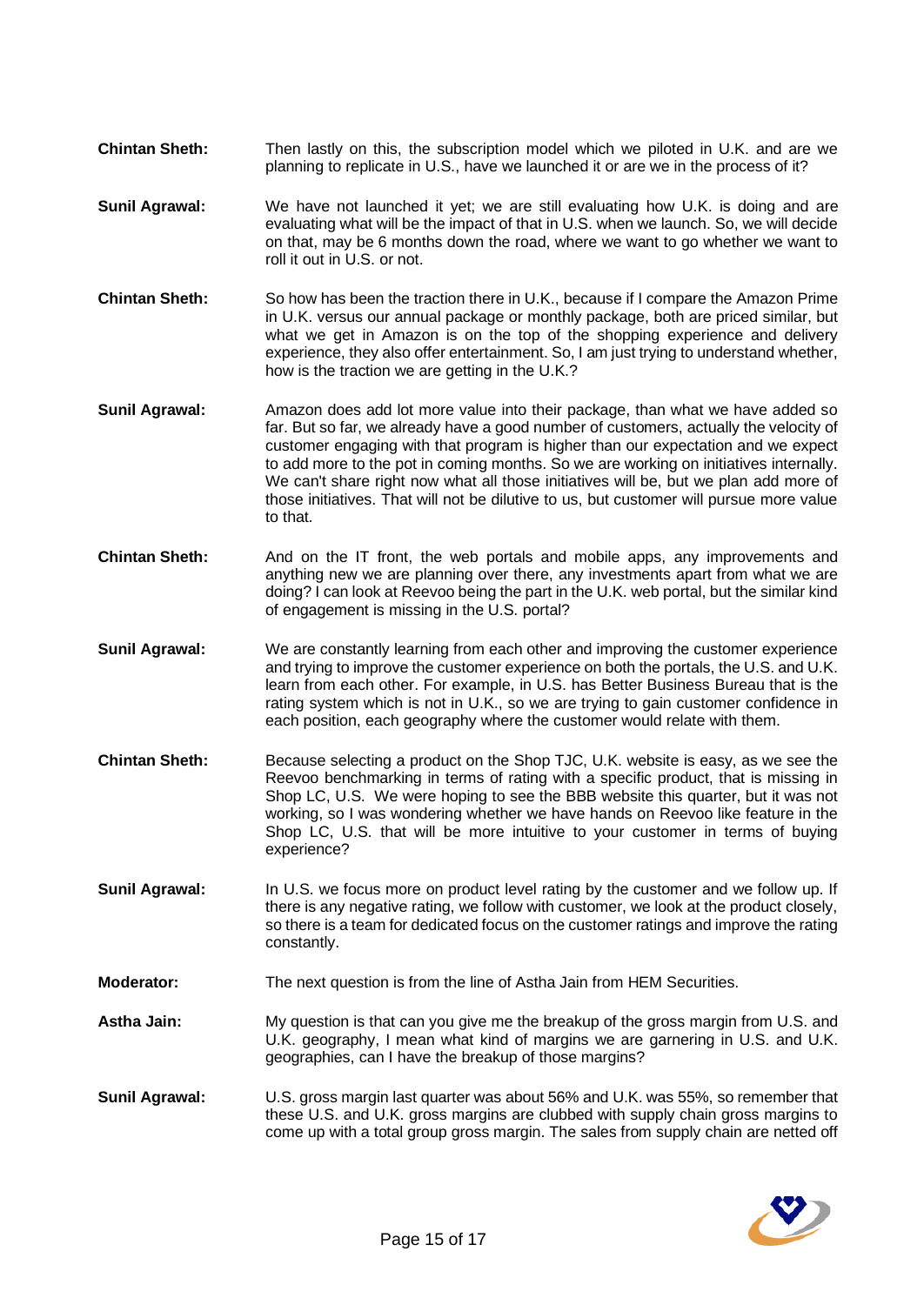**Chintan Sheth:** Then lastly on this, the subscription model which we piloted in U.K. and are we planning to replicate in U.S., have we launched it or are we in the process of it?

**Sunil Agrawal:** We have not launched it yet; we are still evaluating how U.K. is doing and are evaluating what will be the impact of that in U.S. when we launch. So, we will decide on that, may be 6 months down the road, where we want to go whether we want to roll it out in U.S. or not.

**Chintan Sheth:** So how has been the traction there in U.K., because if I compare the Amazon Prime in U.K. versus our annual package or monthly package, both are priced similar, but what we get in Amazon is on the top of the shopping experience and delivery experience, they also offer entertainment. So, I am just trying to understand whether, how is the traction we are getting in the U.K.?

**Sunil Agrawal:** Amazon does add lot more value into their package, than what we have added so far. But so far, we already have a good number of customers, actually the velocity of customer engaging with that program is higher than our expectation and we expect to add more to the pot in coming months. So we are working on initiatives internally. We can't share right now what all those initiatives will be, but we plan add more of those initiatives. That will not be dilutive to us, but customer will pursue more value to that.

**Chintan Sheth:** And on the IT front, the web portals and mobile apps, any improvements and anything new we are planning over there, any investments apart from what we are doing? I can look at Reevoo being the part in the U.K. web portal, but the similar kind of engagement is missing in the U.S. portal?

**Sunil Agrawal:** We are constantly learning from each other and improving the customer experience and trying to improve the customer experience on both the portals, the U.S. and U.K. learn from each other. For example, in U.S. has Better Business Bureau that is the rating system which is not in U.K., so we are trying to gain customer confidence in each position, each geography where the customer would relate with them.

**Chintan Sheth:** Because selecting a product on the Shop TJC, U.K. website is easy, as we see the Reevoo benchmarking in terms of rating with a specific product, that is missing in Shop LC, U.S. We were hoping to see the BBB website this quarter, but it was not working, so I was wondering whether we have hands on Reevoo like feature in the Shop LC, U.S. that will be more intuitive to your customer in terms of buying experience?

**Sunil Agrawal:** In U.S. we focus more on product level rating by the customer and we follow up. If there is any negative rating, we follow with customer, we look at the product closely, so there is a team for dedicated focus on the customer ratings and improve the rating constantly.

**Moderator:** The next question is from the line of Astha Jain from HEM Securities.

**Astha Jain:** My question is that can you give me the breakup of the gross margin from U.S. and U.K. geography, I mean what kind of margins we are garnering in U.S. and U.K. geographies, can I have the breakup of those margins?

**Sunil Agrawal:** U.S. gross margin last quarter was about 56% and U.K. was 55%, so remember that these U.S. and U.K. gross margins are clubbed with supply chain gross margins to come up with a total group gross margin. The sales from supply chain are netted off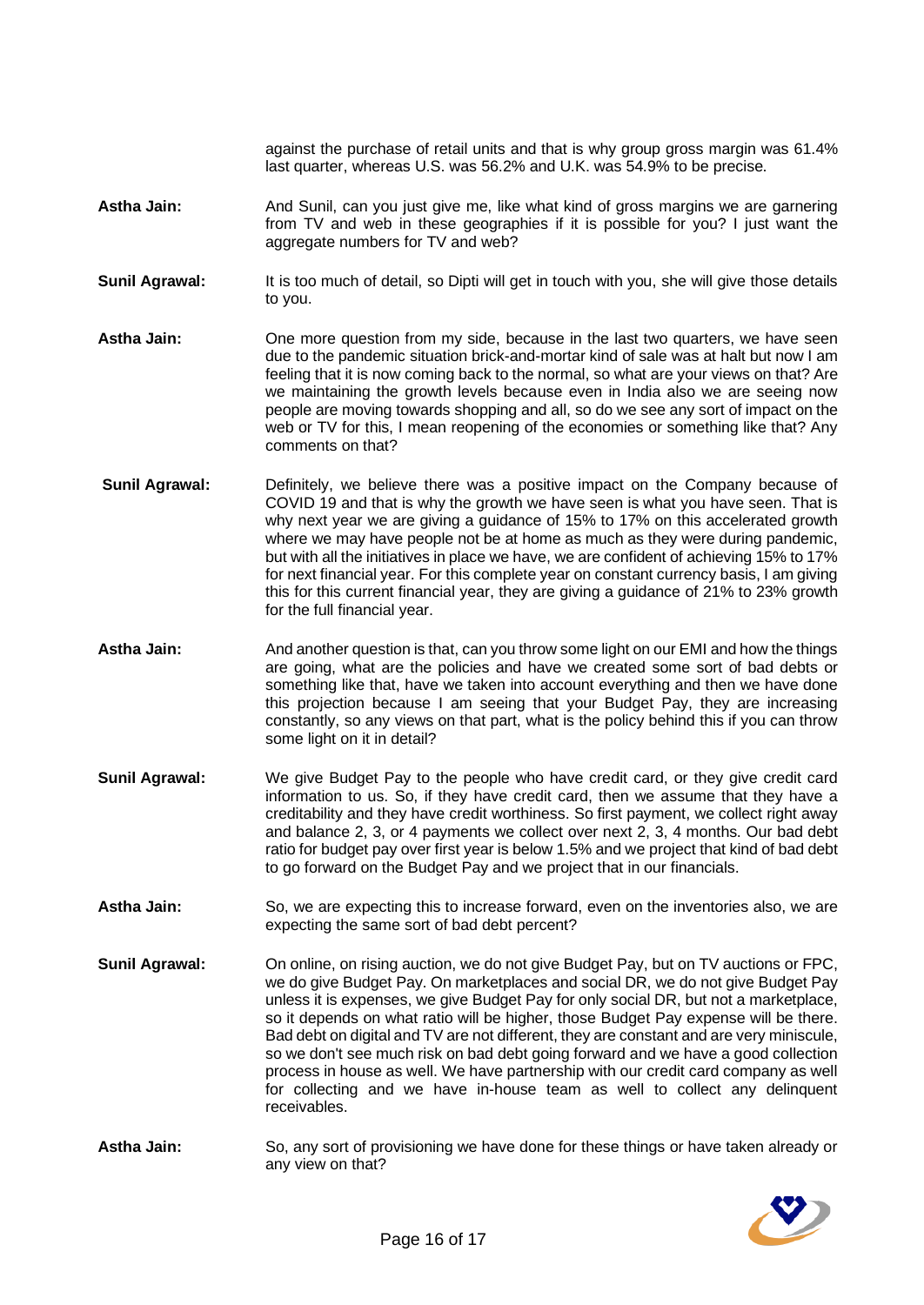against the purchase of retail units and that is why group gross margin was 61.4% last quarter, whereas U.S. was 56.2% and U.K. was 54.9% to be precise.

**Astha Jain:** And Sunil, can you just give me, like what kind of gross margins we are garnering from TV and web in these geographies if it is possible for you? I just want the aggregate numbers for TV and web?

**Sunil Agrawal:** It is too much of detail, so Dipti will get in touch with you, she will give those details to you.

**Astha Jain:** One more question from my side, because in the last two quarters, we have seen due to the pandemic situation brick-and-mortar kind of sale was at halt but now I am feeling that it is now coming back to the normal, so what are your views on that? Are we maintaining the growth levels because even in India also we are seeing now people are moving towards shopping and all, so do we see any sort of impact on the web or TV for this, I mean reopening of the economies or something like that? Any comments on that?

**Sunil Agrawal:** Definitely, we believe there was a positive impact on the Company because of COVID 19 and that is why the growth we have seen is what you have seen. That is why next year we are giving a guidance of 15% to 17% on this accelerated growth where we may have people not be at home as much as they were during pandemic, but with all the initiatives in place we have, we are confident of achieving 15% to 17% for next financial year. For this complete year on constant currency basis, I am giving this for this current financial year, they are giving a guidance of 21% to 23% growth for the full financial year.

**Astha Jain:** And another question is that, can you throw some light on our EMI and how the things are going, what are the policies and have we created some sort of bad debts or something like that, have we taken into account everything and then we have done this projection because I am seeing that your Budget Pay, they are increasing constantly, so any views on that part, what is the policy behind this if you can throw some light on it in detail?

**Sunil Agrawal:** We give Budget Pay to the people who have credit card, or they give credit card information to us. So, if they have credit card, then we assume that they have a creditability and they have credit worthiness. So first payment, we collect right away and balance 2, 3, or 4 payments we collect over next 2, 3, 4 months. Our bad debt ratio for budget pay over first year is below 1.5% and we project that kind of bad debt to go forward on the Budget Pay and we project that in our financials.

**Astha Jain:** So, we are expecting this to increase forward, even on the inventories also, we are expecting the same sort of bad debt percent?

**Sunil Agrawal:** On online, on rising auction, we do not give Budget Pay, but on TV auctions or FPC, we do give Budget Pay. On marketplaces and social DR, we do not give Budget Pay unless it is expenses, we give Budget Pay for only social DR, but not a marketplace, so it depends on what ratio will be higher, those Budget Pay expense will be there. Bad debt on digital and TV are not different, they are constant and are very miniscule, so we don't see much risk on bad debt going forward and we have a good collection process in house as well. We have partnership with our credit card company as well for collecting and we have in-house team as well to collect any delinquent receivables.

**Astha Jain:** So, any sort of provisioning we have done for these things or have taken already or any view on that?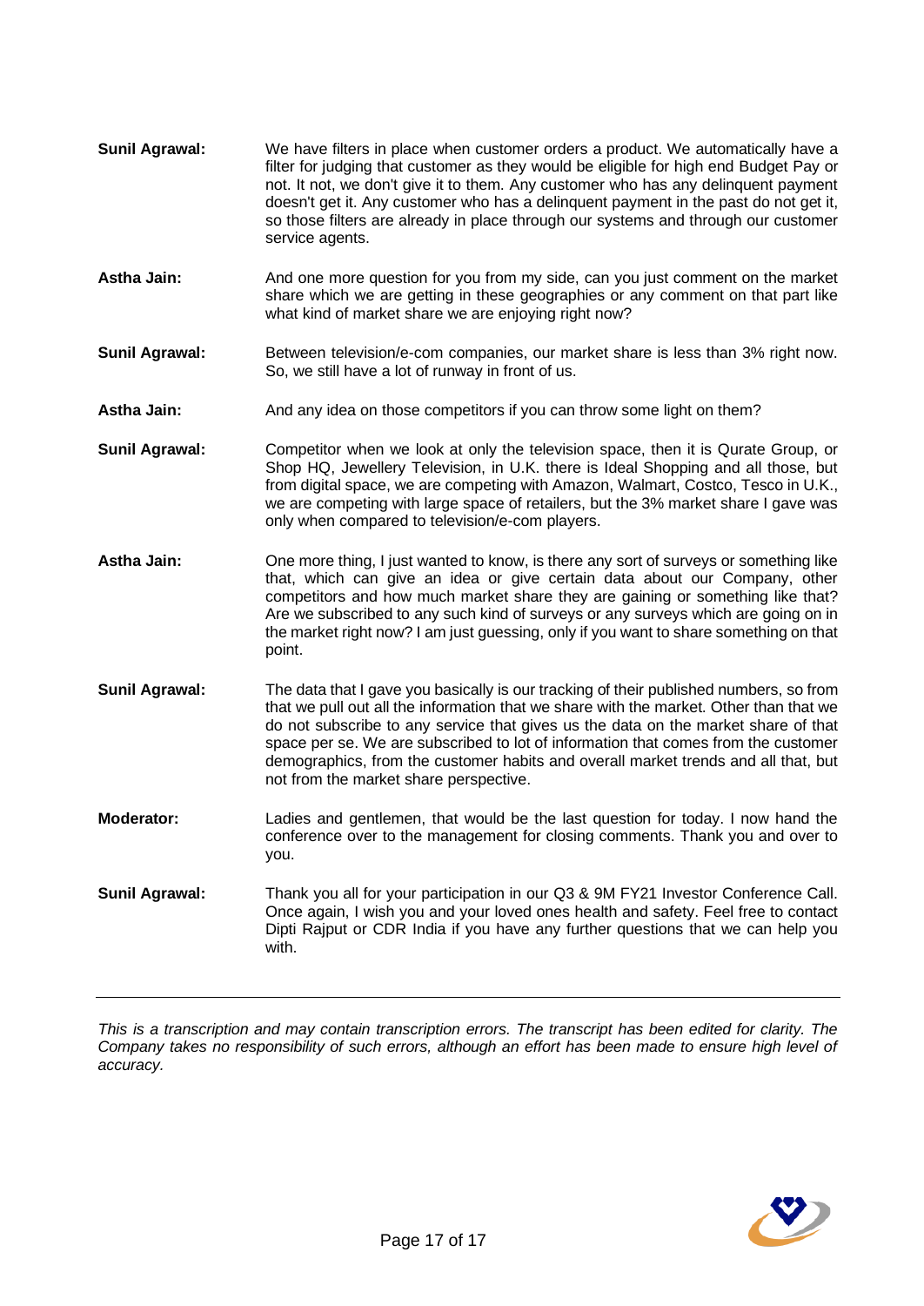**Sunil Agrawal:** We have filters in place when customer orders a product. We automatically have a filter for judging that customer as they would be eligible for high end Budget Pay or not. It not, we don't give it to them. Any customer who has any delinquent payment doesn't get it. Any customer who has a delinquent payment in the past do not get it, so those filters are already in place through our systems and through our customer service agents.

**Astha Jain:** And one more question for you from my side, can you just comment on the market share which we are getting in these geographies or any comment on that part like what kind of market share we are enjoying right now?

**Sunil Agrawal:** Between television/e-com companies, our market share is less than 3% right now. So, we still have a lot of runway in front of us.

**Astha Jain:** And any idea on those competitors if you can throw some light on them?

**Sunil Agrawal:** Competitor when we look at only the television space, then it is Qurate Group, or Shop HQ, Jewellery Television, in U.K. there is Ideal Shopping and all those, but from digital space, we are competing with Amazon, Walmart, Costco, Tesco in U.K., we are competing with large space of retailers, but the 3% market share I gave was only when compared to television/e-com players.

**Astha Jain:** One more thing, I just wanted to know, is there any sort of surveys or something like that, which can give an idea or give certain data about our Company, other competitors and how much market share they are gaining or something like that? Are we subscribed to any such kind of surveys or any surveys which are going on in the market right now? I am just guessing, only if you want to share something on that point.

**Sunil Agrawal:** The data that I gave you basically is our tracking of their published numbers, so from that we pull out all the information that we share with the market. Other than that we do not subscribe to any service that gives us the data on the market share of that space per se. We are subscribed to lot of information that comes from the customer demographics, from the customer habits and overall market trends and all that, but not from the market share perspective.

**Moderator:** Ladies and gentlemen, that would be the last question for today. I now hand the conference over to the management for closing comments. Thank you and over to you.

**Sunil Agrawal:** Thank you all for your participation in our Q3 & 9M FY21 Investor Conference Call. Once again, I wish you and your loved ones health and safety. Feel free to contact Dipti Rajput or CDR India if you have any further questions that we can help you with.

---

*This is a transcription and may contain transcription errors. The transcript has been edited for clarity. The Company takes no responsibility of such errors, although an effort has been made to ensure high level of accuracy.*